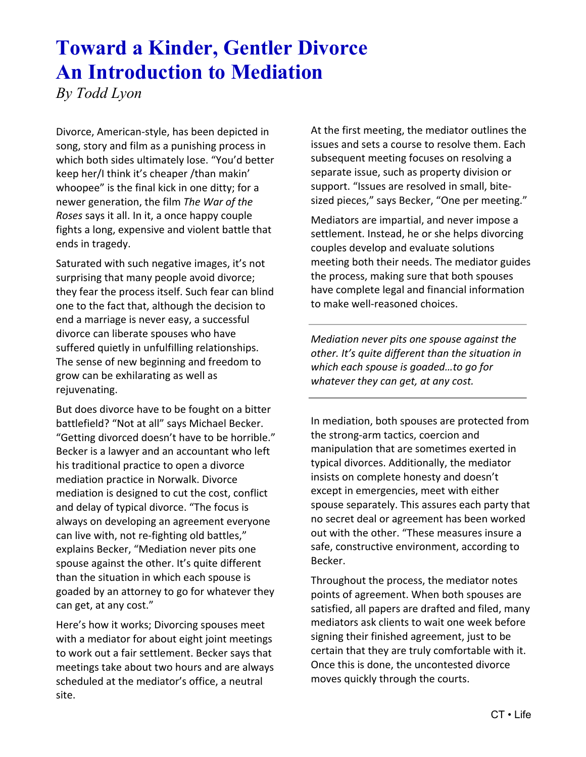# Toward a Kinder, Gentler Divorce
# An Introduction to Mediation

*By Todd Lyon*

Divorce, American-style, has been depicted in song, story and film as a punishing process in which both sides ultimately lose. "You'd better keep her/I think it's cheaper /than makin' whoopee" is the final kick in one ditty; for a newer generation, the film *The War of the Roses* says it all. In it, a once happy couple fights a long, expensive and violent battle that ends in tragedy.

Saturated with such negative images, it's not surprising that many people avoid divorce; they fear the process itself. Such fear can blind one to the fact that, although the decision to end a marriage is never easy, a successful divorce can liberate spouses who have suffered quietly in unfulfilling relationships. The sense of new beginning and freedom to grow can be exhilarating as well as rejuvenating.

But does divorce have to be fought on a bitter battlefield? "Not at all" says Michael Becker. "Getting divorced doesn't have to be horrible." Becker is a lawyer and an accountant who left his traditional practice to open a divorce mediation practice in Norwalk. Divorce mediation is designed to cut the cost, conflict and delay of typical divorce. "The focus is always on developing an agreement everyone can live with, not re-fighting old battles," explains Becker, "Mediation never pits one spouse against the other. It's quite different than the situation in which each spouse is goaded by an attorney to go for whatever they can get, at any cost."

Here's how it works; Divorcing spouses meet with a mediator for about eight joint meetings to work out a fair settlement. Becker says that meetings take about two hours and are always scheduled at the mediator's office, a neutral site.

At the first meeting, the mediator outlines the issues and sets a course to resolve them. Each subsequent meeting focuses on resolving a separate issue, such as property division or support. "Issues are resolved in small, bite-sized pieces," says Becker, "One per meeting."

Mediators are impartial, and never impose a settlement. Instead, he or she helps divorcing couples develop and evaluate solutions meeting both their needs. The mediator guides the process, making sure that both spouses have complete legal and financial information to make well-reasoned choices.

---

*Mediation never pits one spouse against the other. It's quite different than the situation in which each spouse is goaded…to go for whatever they can get, at any cost.*

---

In mediation, both spouses are protected from the strong-arm tactics, coercion and manipulation that are sometimes exerted in typical divorces. Additionally, the mediator insists on complete honesty and doesn't except in emergencies, meet with either spouse separately. This assures each party that no secret deal or agreement has been worked out with the other. "These measures insure a safe, constructive environment, according to Becker.

Throughout the process, the mediator notes points of agreement. When both spouses are satisfied, all papers are drafted and filed, many mediators ask clients to wait one week before signing their finished agreement, just to be certain that they are truly comfortable with it. Once this is done, the uncontested divorce moves quickly through the courts.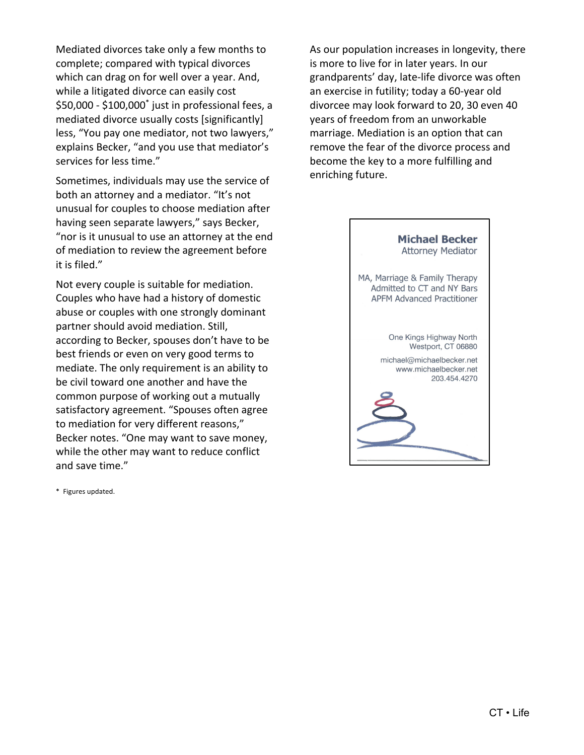Mediated divorces take only a few months to complete; compared with typical divorces which can drag on for well over a year. And, while a litigated divorce can easily cost $50,000 - $100,000* just in professional fees, a mediated divorce usually costs [significantly] less, "You pay one mediator, not two lawyers," explains Becker, "and you use that mediator's services for less time."

Sometimes, individuals may use the service of both an attorney and a mediator. "It's not unusual for couples to choose mediation after having seen separate lawyers," says Becker, "nor is it unusual to use an attorney at the end of mediation to review the agreement before it is filed."

Not every couple is suitable for mediation. Couples who have had a history of domestic abuse or couples with one strongly dominant partner should avoid mediation. Still, according to Becker, spouses don't have to be best friends or even on very good terms to mediate. The only requirement is an ability to be civil toward one another and have the common purpose of working out a mutually satisfactory agreement. "Spouses often agree to mediation for very different reasons," Becker notes. "One may want to save money, while the other may want to reduce conflict and save time."

\* Figures updated.

As our population increases in longevity, there is more to live for in later years. In our grandparents' day, late-life divorce was often an exercise in futility; today a 60-year old divorcee may look forward to 20, 30 even 40 years of freedom from an unworkable marriage. Mediation is an option that can remove the fear of the divorce process and become the key to a more fulfilling and enriching future.

**Michael Becker**
Attorney Mediator

MA, Marriage & Family Therapy
Admitted to CT and NY Bars
APFM Advanced Practitioner

One Kings Highway North
Westport, CT 06880

michael@michaelbecker.net
www.michaelbecker.net
203.454.4270